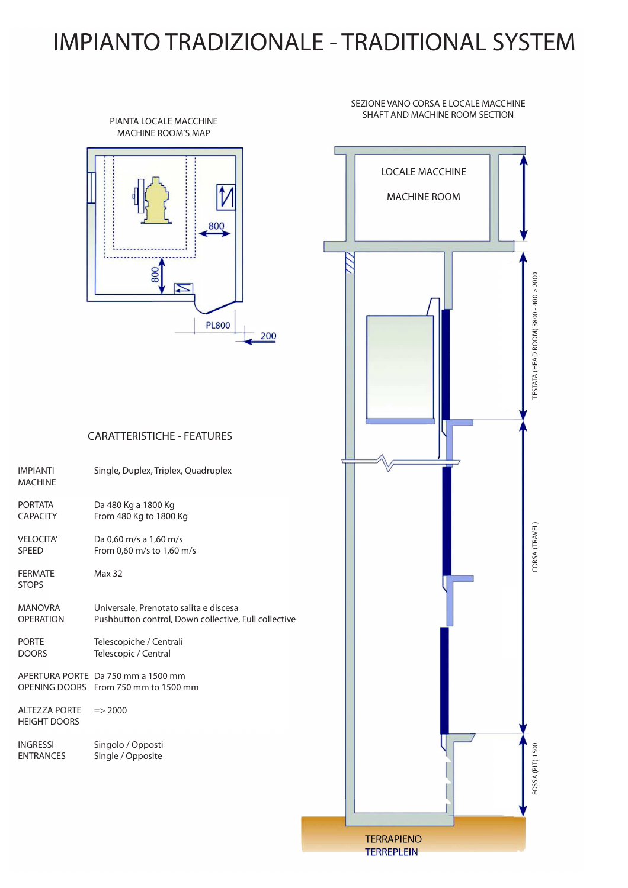# IMPIANTO TRADIZIONALE - TRADITIONAL SYSTEM

PIANTA LOCALE MACCHINE
MACHINE ROOM'S MAP

800

800

PL800

200

SEZIONE VANO CORSA E LOCALE MACCHINE
SHAFT AND MACHINE ROOM SECTION

LOCALE MACCHINE

MACHINE ROOM

TESTATA (HEAD ROOM) 3800 - 400 > 2000

CORSA (TRAVEL)

FOSSA (PIT) 1500

TERRAPIENO
TERREPLEIN

## CARATTERISTICHE - FEATURES

| | |
|---|---|
| IMPIANTI<br>MACHINE | Single, Duplex, Triplex, Quadruplex |
| PORTATA<br>CAPACITY | Da 480 Kg a 1800 Kg<br>From 480 Kg to 1800 Kg |
| VELOCITA'<br>SPEED | Da 0,60 m/s a 1,60 m/s<br>From 0,60 m/s to 1,60 m/s |
| FERMATE<br>STOPS | Max 32 |
| MANOVRA<br>OPERATION | Universale, Prenotato salita e discesa<br>Pushbutton control, Down collective, Full collective |
| PORTE<br>DOORS | Telescopiche / Centrali<br>Telescopic / Central |
| APERTURA PORTE<br>OPENING DOORS | Da 750 mm a 1500 mm<br>From 750 mm to 1500 mm |
| ALTEZZA PORTE<br>HEIGHT DOORS | => 2000 |
| INGRESSI<br>ENTRANCES | Singolo / Opposti<br>Single / Opposite |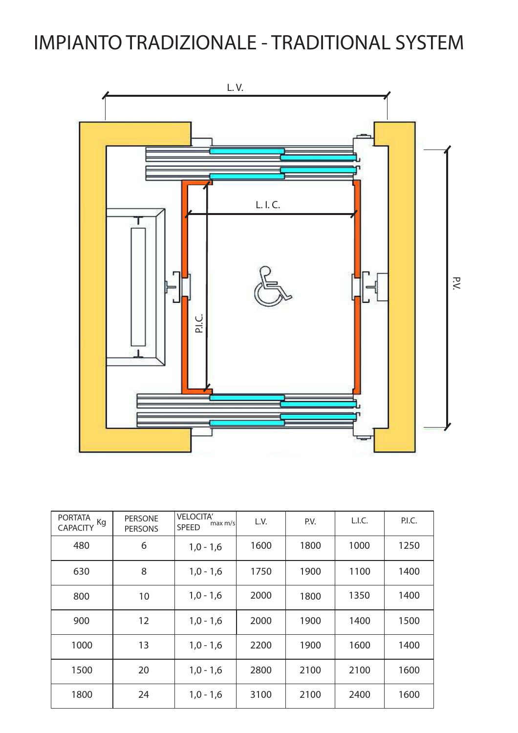# IMPIANTO TRADIZIONALE - TRADITIONAL SYSTEM

L. V.

L. I. C.

P.I.C.

P.V.

| PORTATA CAPACITY Kg | PERSONE PERSONS | VELOCITA' SPEED max m/s | L.V. | P.V. | L.I.C. | P.I.C. |
|---|---|---|---|---|---|---|
| 480 | 6 | 1,0 - 1,6 | 1600 | 1800 | 1000 | 1250 |
| 630 | 8 | 1,0 - 1,6 | 1750 | 1900 | 1100 | 1400 |
| 800 | 10 | 1,0 - 1,6 | 2000 | 1800 | 1350 | 1400 |
| 900 | 12 | 1,0 - 1,6 | 2000 | 1900 | 1400 | 1500 |
| 1000 | 13 | 1,0 - 1,6 | 2200 | 1900 | 1600 | 1400 |
| 1500 | 20 | 1,0 - 1,6 | 2800 | 2100 | 2100 | 1600 |
| 1800 | 24 | 1,0 - 1,6 | 3100 | 2100 | 2400 | 1600 |